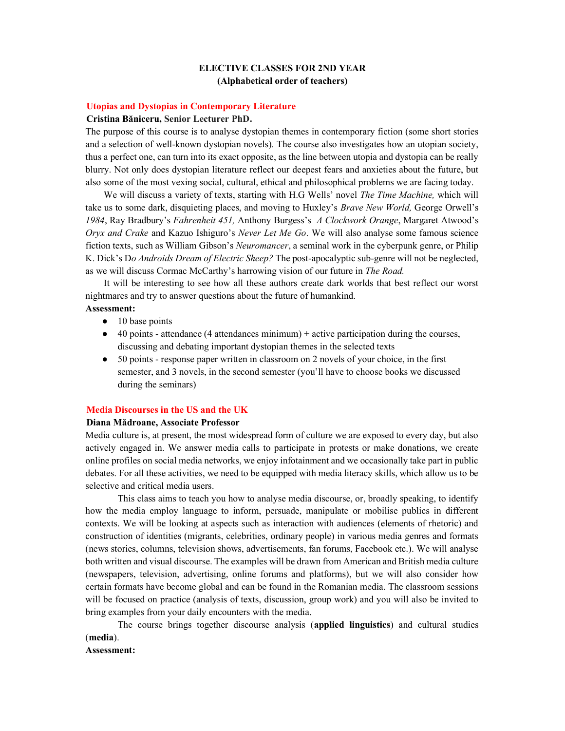# ELECTIVE CLASSES FOR 2ND YEAR
## (Alphabetical order of teachers)

### Utopias and Dystopias in Contemporary Literature

**Cristina Băniceru, Senior Lecturer PhD.**

The purpose of this course is to analyse dystopian themes in contemporary fiction (some short stories and a selection of well-known dystopian novels). The course also investigates how an utopian society, thus a perfect one, can turn into its exact opposite, as the line between utopia and dystopia can be really blurry. Not only does dystopian literature reflect our deepest fears and anxieties about the future, but also some of the most vexing social, cultural, ethical and philosophical problems we are facing today.

We will discuss a variety of texts, starting with H.G Wells' novel *The Time Machine,* which will take us to some dark, disquieting places, and moving to Huxley's *Brave New World,* George Orwell's *1984*, Ray Bradbury's *Fahrenheit 451,* Anthony Burgess's *A Clockwork Orange*, Margaret Atwood's *Oryx and Crake* and Kazuo Ishiguro's *Never Let Me Go*. We will also analyse some famous science fiction texts, such as William Gibson's *Neuromancer*, a seminal work in the cyberpunk genre, or Philip K. Dick's D*o Androids Dream of Electric Sheep?* The post-apocalyptic sub-genre will not be neglected, as we will discuss Cormac McCarthy's harrowing vision of our future in *The Road.*

It will be interesting to see how all these authors create dark worlds that best reflect our worst nightmares and try to answer questions about the future of humankind.

**Assessment:**

- 10 base points
- 40 points - attendance (4 attendances minimum) + active participation during the courses, discussing and debating important dystopian themes in the selected texts
- 50 points - response paper written in classroom on 2 novels of your choice, in the first semester, and 3 novels, in the second semester (you'll have to choose books we discussed during the seminars)

### Media Discourses in the US and the UK

**Diana Mădroane, Associate Professor**

Media culture is, at present, the most widespread form of culture we are exposed to every day, but also actively engaged in. We answer media calls to participate in protests or make donations, we create online profiles on social media networks, we enjoy infotainment and we occasionally take part in public debates. For all these activities, we need to be equipped with media literacy skills, which allow us to be selective and critical media users.

This class aims to teach you how to analyse media discourse, or, broadly speaking, to identify how the media employ language to inform, persuade, manipulate or mobilise publics in different contexts. We will be looking at aspects such as interaction with audiences (elements of rhetoric) and construction of identities (migrants, celebrities, ordinary people) in various media genres and formats (news stories, columns, television shows, advertisements, fan forums, Facebook etc.). We will analyse both written and visual discourse. The examples will be drawn from American and British media culture (newspapers, television, advertising, online forums and platforms), but we will also consider how certain formats have become global and can be found in the Romanian media. The classroom sessions will be focused on practice (analysis of texts, discussion, group work) and you will also be invited to bring examples from your daily encounters with the media.

The course brings together discourse analysis (**applied linguistics**) and cultural studies (**media**).

**Assessment:**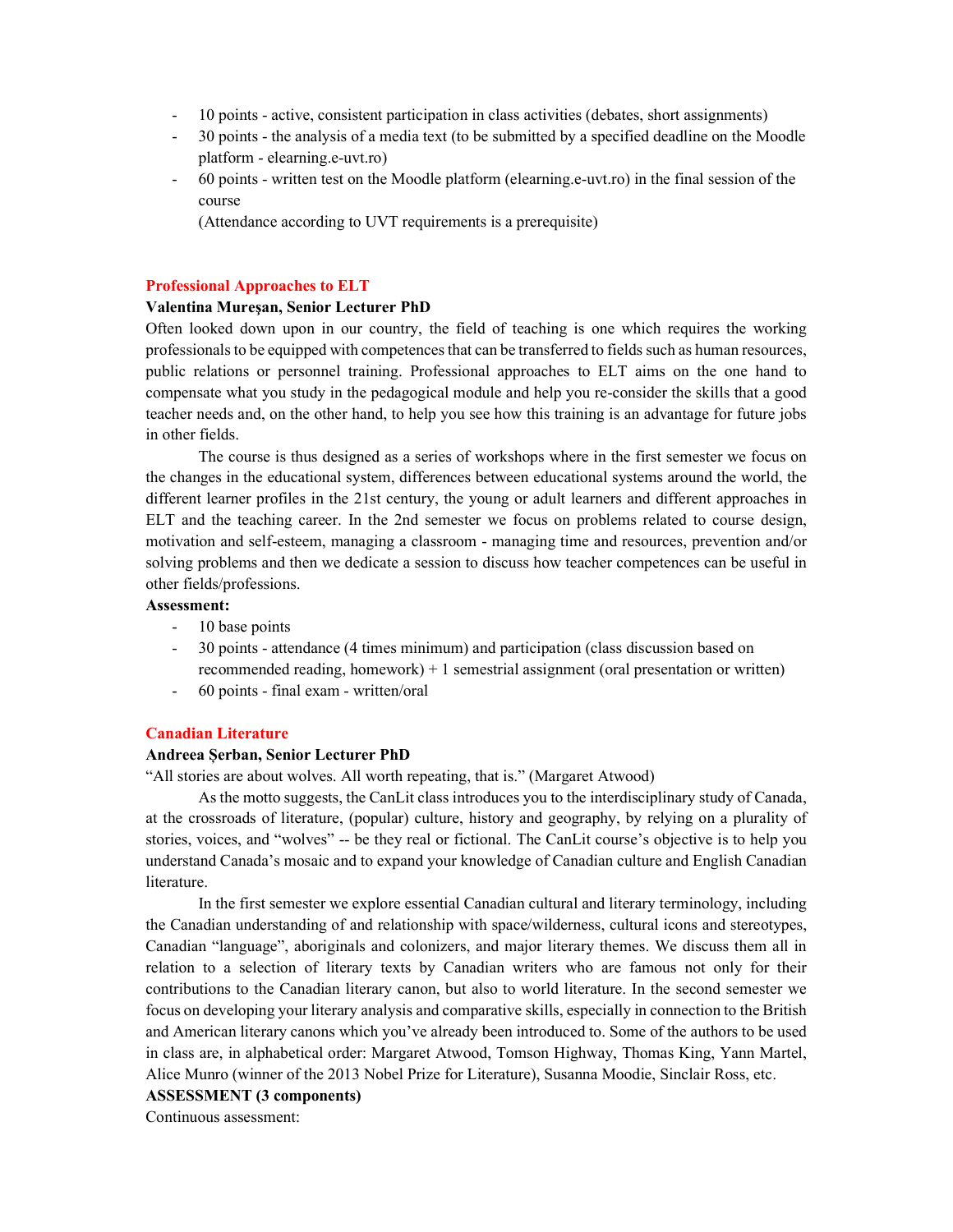- 10 points - active, consistent participation in class activities (debates, short assignments)
- 30 points - the analysis of a media text (to be submitted by a specified deadline on the Moodle platform - elearning.e-uvt.ro)
- 60 points - written test on the Moodle platform (elearning.e-uvt.ro) in the final session of the course

  (Attendance according to UVT requirements is a prerequisite)

## Professional Approaches to ELT

**Valentina Mureşan, Senior Lecturer PhD**

Often looked down upon in our country, the field of teaching is one which requires the working professionals to be equipped with competences that can be transferred to fields such as human resources, public relations or personnel training. Professional approaches to ELT aims on the one hand to compensate what you study in the pedagogical module and help you re-consider the skills that a good teacher needs and, on the other hand, to help you see how this training is an advantage for future jobs in other fields.

The course is thus designed as a series of workshops where in the first semester we focus on the changes in the educational system, differences between educational systems around the world, the different learner profiles in the 21st century, the young or adult learners and different approaches in ELT and the teaching career. In the 2nd semester we focus on problems related to course design, motivation and self-esteem, managing a classroom - managing time and resources, prevention and/or solving problems and then we dedicate a session to discuss how teacher competences can be useful in other fields/professions.

**Assessment:**

- 10 base points
- 30 points - attendance (4 times minimum) and participation (class discussion based on recommended reading, homework) + 1 semestrial assignment (oral presentation or written)
- 60 points - final exam - written/oral

## Canadian Literature

**Andreea Șerban, Senior Lecturer PhD**

"All stories are about wolves. All worth repeating, that is." (Margaret Atwood)

As the motto suggests, the CanLit class introduces you to the interdisciplinary study of Canada, at the crossroads of literature, (popular) culture, history and geography, by relying on a plurality of stories, voices, and "wolves" -- be they real or fictional. The CanLit course's objective is to help you understand Canada's mosaic and to expand your knowledge of Canadian culture and English Canadian literature.

In the first semester we explore essential Canadian cultural and literary terminology, including the Canadian understanding of and relationship with space/wilderness, cultural icons and stereotypes, Canadian "language", aboriginals and colonizers, and major literary themes. We discuss them all in relation to a selection of literary texts by Canadian writers who are famous not only for their contributions to the Canadian literary canon, but also to world literature. In the second semester we focus on developing your literary analysis and comparative skills, especially in connection to the British and American literary canons which you've already been introduced to. Some of the authors to be used in class are, in alphabetical order: Margaret Atwood, Tomson Highway, Thomas King, Yann Martel, Alice Munro (winner of the 2013 Nobel Prize for Literature), Susanna Moodie, Sinclair Ross, etc.

**ASSESSMENT (3 components)**

Continuous assessment: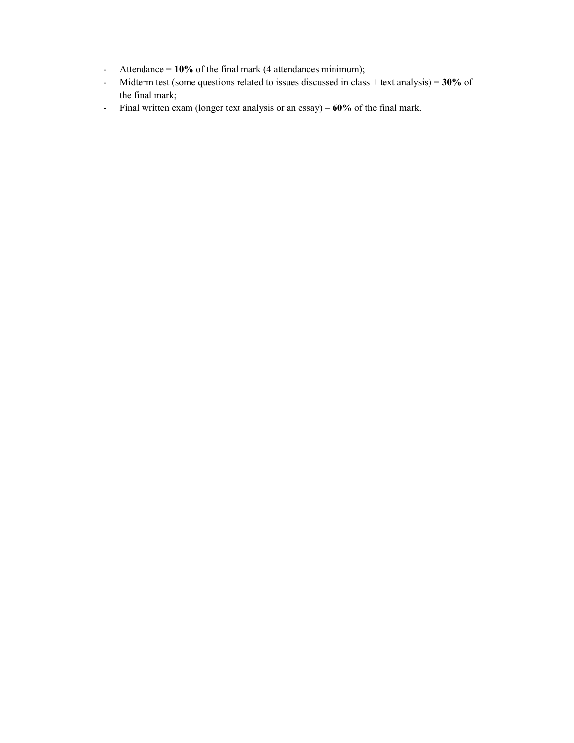- Attendance = **10%** of the final mark (4 attendances minimum);
- Midterm test (some questions related to issues discussed in class + text analysis) = **30%** of the final mark;
- Final written exam (longer text analysis or an essay) – **60%** of the final mark.